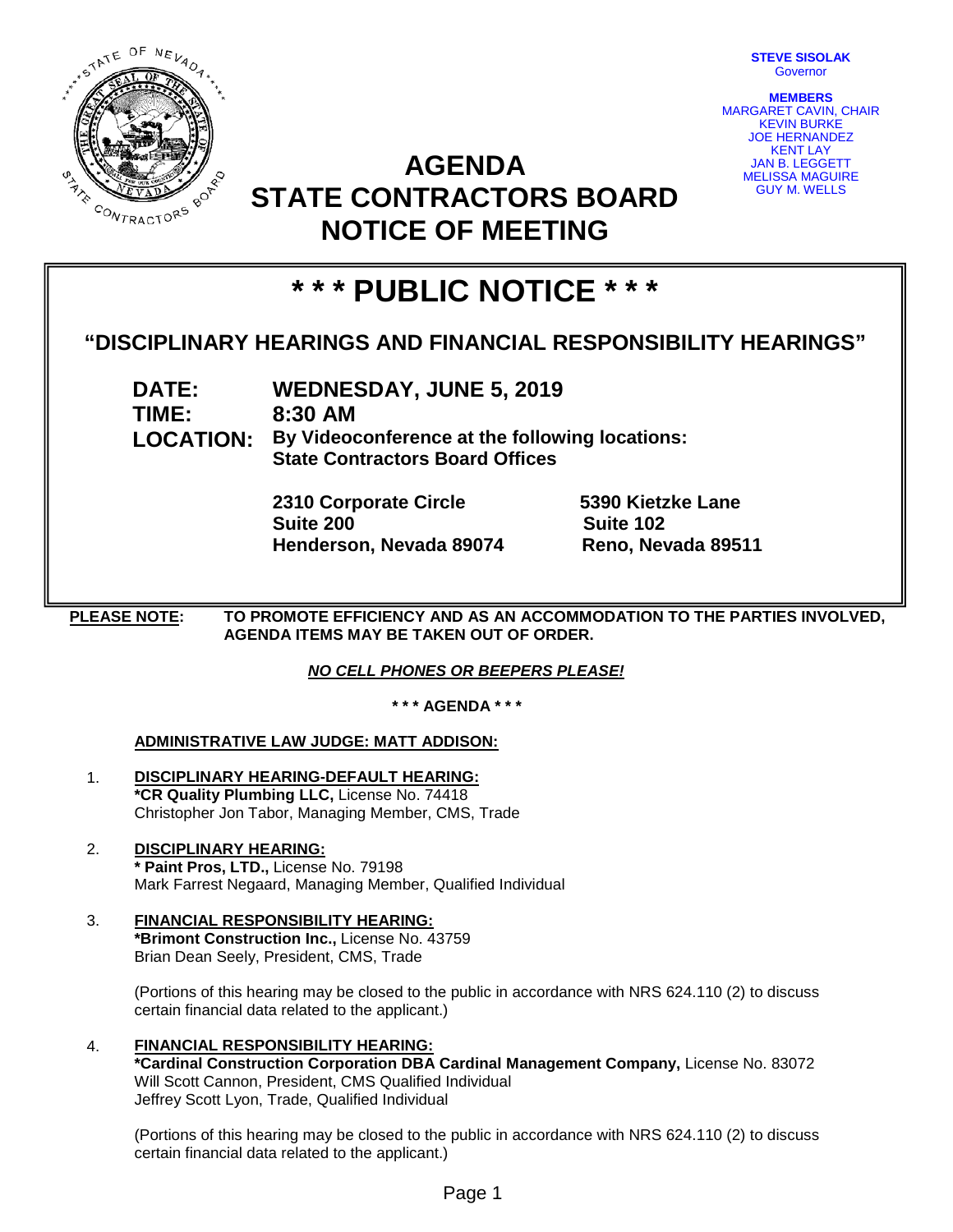STEVE SISOLAK
Governor

MEMBERS
MARGARET CAVIN, CHAIR
KEVIN BURKE
JOE HERNANDEZ
KENT LAY
JAN B. LEGGETT
MELISSA MAGUIRE
GUY M. WELLS

# AGENDA
# STATE CONTRACTORS BOARD
# NOTICE OF MEETING

## \* \* \* PUBLIC NOTICE \* \* \*

### "DISCIPLINARY HEARINGS AND FINANCIAL RESPONSIBILITY HEARINGS"

**DATE:** **WEDNESDAY, JUNE 5, 2019**
**TIME:** **8:30 AM**
**LOCATION:** **By Videoconference at the following locations:**
**State Contractors Board Offices**

**2310 Corporate Circle**
**Suite 200**
**Henderson, Nevada 89074**

**5390 Kietzke Lane**
**Suite 102**
**Reno, Nevada 89511**

**PLEASE NOTE:** **TO PROMOTE EFFICIENCY AND AS AN ACCOMMODATION TO THE PARTIES INVOLVED, AGENDA ITEMS MAY BE TAKEN OUT OF ORDER.**

***NO CELL PHONES OR BEEPERS PLEASE!***

**\* \* \* AGENDA \* \* \***

**ADMINISTRATIVE LAW JUDGE: MATT ADDISON:**

1. **DISCIPLINARY HEARING-DEFAULT HEARING:**
   **\*CR Quality Plumbing LLC,** License No. 74418
   Christopher Jon Tabor, Managing Member, CMS, Trade

2. **DISCIPLINARY HEARING:**
   **\* Paint Pros, LTD.,** License No. 79198
   Mark Farrest Negaard, Managing Member, Qualified Individual

3. **FINANCIAL RESPONSIBILITY HEARING:**
   **\*Brimont Construction Inc.,** License No. 43759
   Brian Dean Seely, President, CMS, Trade

   (Portions of this hearing may be closed to the public in accordance with NRS 624.110 (2) to discuss certain financial data related to the applicant.)

4. **FINANCIAL RESPONSIBILITY HEARING:**
   **\*Cardinal Construction Corporation DBA Cardinal Management Company,** License No. 83072
   Will Scott Cannon, President, CMS Qualified Individual
   Jeffrey Scott Lyon, Trade, Qualified Individual

   (Portions of this hearing may be closed to the public in accordance with NRS 624.110 (2) to discuss certain financial data related to the applicant.)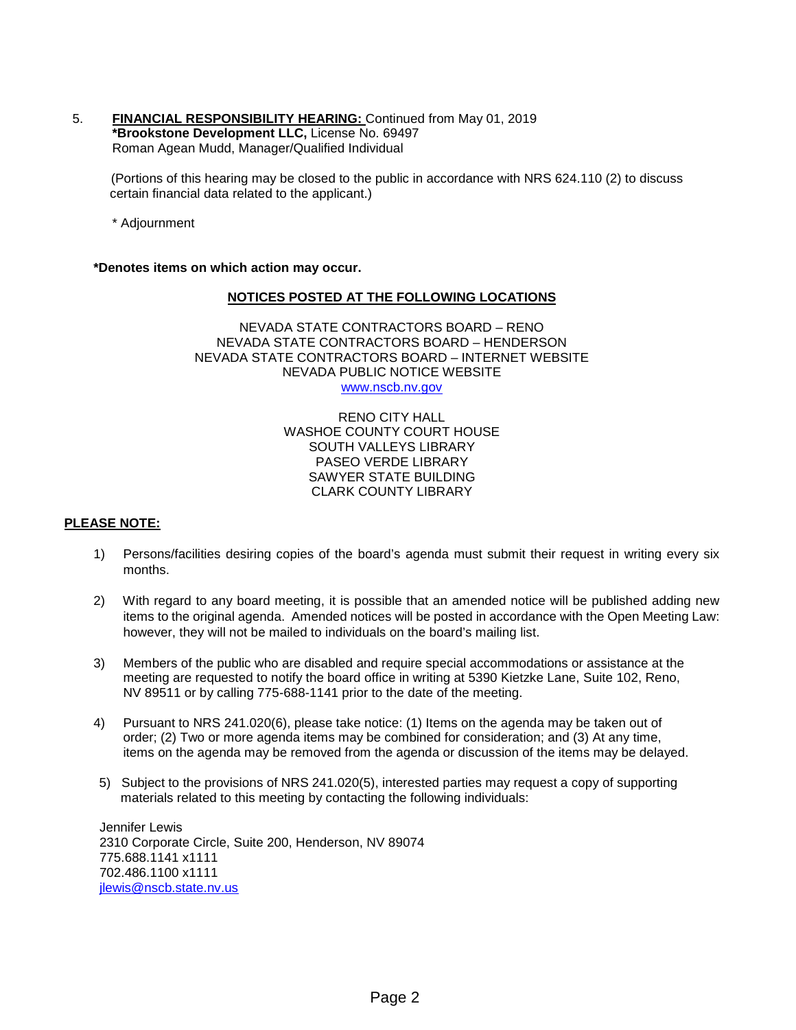5. **FINANCIAL RESPONSIBILITY HEARING:** Continued from May 01, 2019
   ***Brookstone Development LLC,** License No. 69497
   Roman Agean Mudd, Manager/Qualified Individual

   (Portions of this hearing may be closed to the public in accordance with NRS 624.110 (2) to discuss certain financial data related to the applicant.)

   * Adjournment

***Denotes items on which action may occur.**

**NOTICES POSTED AT THE FOLLOWING LOCATIONS**

NEVADA STATE CONTRACTORS BOARD – RENO
NEVADA STATE CONTRACTORS BOARD – HENDERSON
NEVADA STATE CONTRACTORS BOARD – INTERNET WEBSITE
NEVADA PUBLIC NOTICE WEBSITE
www.nscb.nv.gov

RENO CITY HALL
WASHOE COUNTY COURT HOUSE
SOUTH VALLEYS LIBRARY
PASEO VERDE LIBRARY
SAWYER STATE BUILDING
CLARK COUNTY LIBRARY

**PLEASE NOTE:**

1) Persons/facilities desiring copies of the board's agenda must submit their request in writing every six months.

2) With regard to any board meeting, it is possible that an amended notice will be published adding new items to the original agenda. Amended notices will be posted in accordance with the Open Meeting Law: however, they will not be mailed to individuals on the board's mailing list.

3) Members of the public who are disabled and require special accommodations or assistance at the meeting are requested to notify the board office in writing at 5390 Kietzke Lane, Suite 102, Reno, NV 89511 or by calling 775-688-1141 prior to the date of the meeting.

4) Pursuant to NRS 241.020(6), please take notice: (1) Items on the agenda may be taken out of order; (2) Two or more agenda items may be combined for consideration; and (3) At any time, items on the agenda may be removed from the agenda or discussion of the items may be delayed.

5) Subject to the provisions of NRS 241.020(5), interested parties may request a copy of supporting materials related to this meeting by contacting the following individuals:

Jennifer Lewis
2310 Corporate Circle, Suite 200, Henderson, NV 89074
775.688.1141 x1111
702.486.1100 x1111
jlewis@nscb.state.nv.us